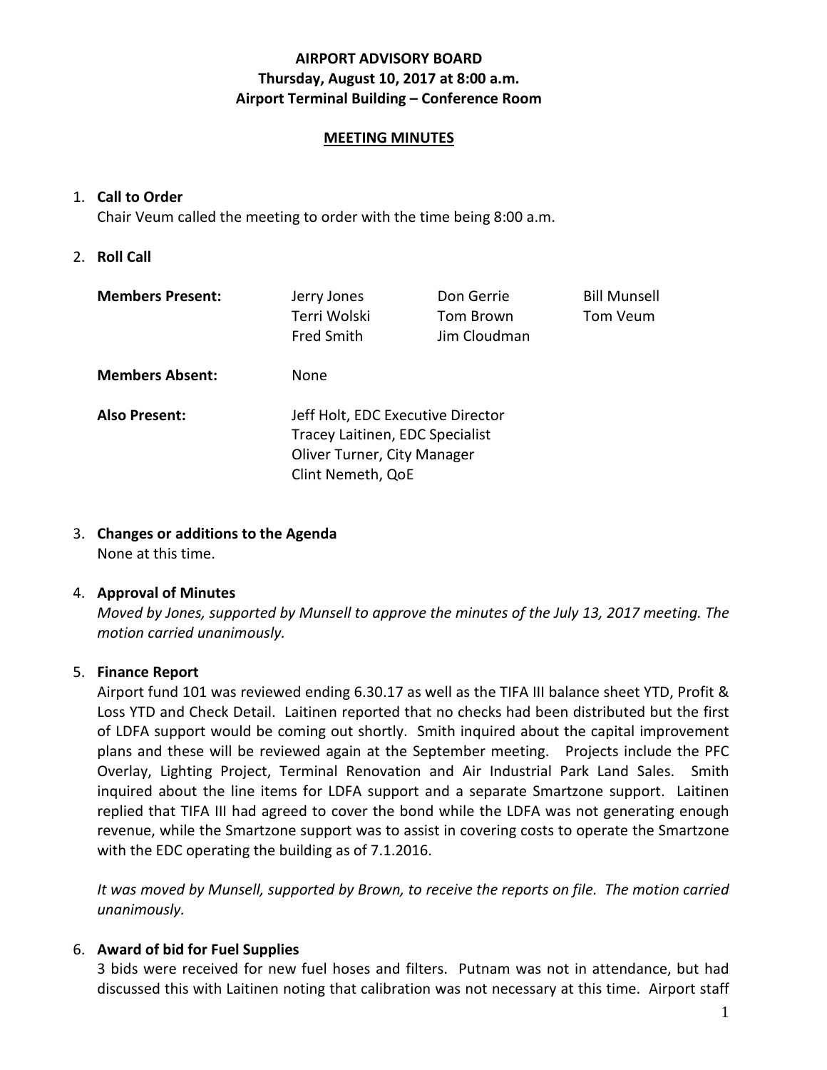**AIRPORT ADVISORY BOARD**
**Thursday, August 10, 2017 at 8:00 a.m.**
**Airport Terminal Building – Conference Room**

**MEETING MINUTES**

1. **Call to Order**
   Chair Veum called the meeting to order with the time being 8:00 a.m.

2. **Roll Call**

   **Members Present:** Jerry Jones, Don Gerrie, Bill Munsell, Terri Wolski, Tom Brown, Tom Veum, Fred Smith, Jim Cloudman

   **Members Absent:** None

   **Also Present:**
   Jeff Holt, EDC Executive Director
   Tracey Laitinen, EDC Specialist
   Oliver Turner, City Manager
   Clint Nemeth, QoE

3. **Changes or additions to the Agenda**
   None at this time.

4. **Approval of Minutes**
   *Moved by Jones, supported by Munsell to approve the minutes of the July 13, 2017 meeting. The motion carried unanimously.*

5. **Finance Report**
   Airport fund 101 was reviewed ending 6.30.17 as well as the TIFA III balance sheet YTD, Profit & Loss YTD and Check Detail. Laitinen reported that no checks had been distributed but the first of LDFA support would be coming out shortly. Smith inquired about the capital improvement plans and these will be reviewed again at the September meeting. Projects include the PFC Overlay, Lighting Project, Terminal Renovation and Air Industrial Park Land Sales. Smith inquired about the line items for LDFA support and a separate Smartzone support. Laitinen replied that TIFA III had agreed to cover the bond while the LDFA was not generating enough revenue, while the Smartzone support was to assist in covering costs to operate the Smartzone with the EDC operating the building as of 7.1.2016.

   *It was moved by Munsell, supported by Brown, to receive the reports on file. The motion carried unanimously.*

6. **Award of bid for Fuel Supplies**
   3 bids were received for new fuel hoses and filters. Putnam was not in attendance, but had discussed this with Laitinen noting that calibration was not necessary at this time. Airport staff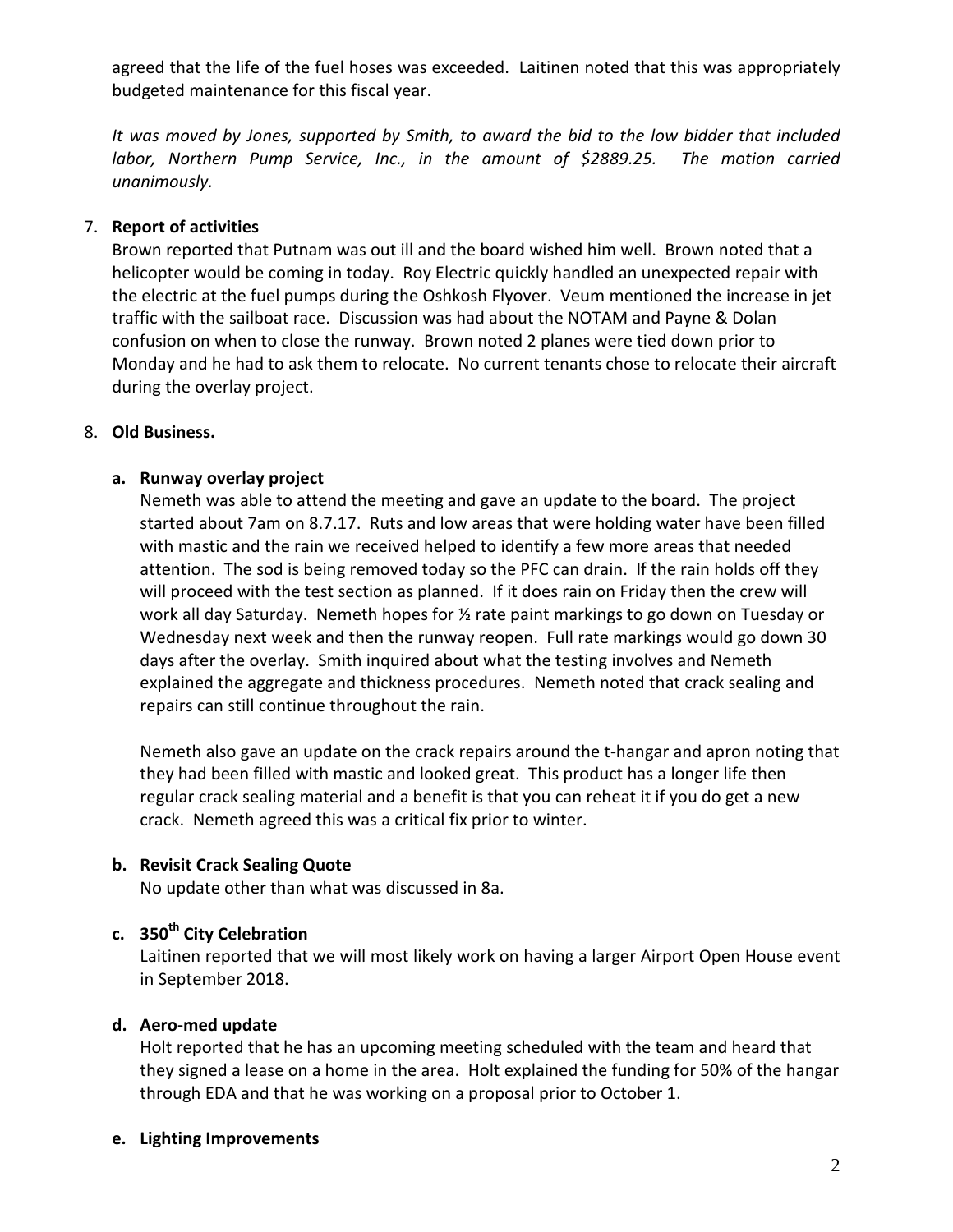agreed that the life of the fuel hoses was exceeded. Laitinen noted that this was appropriately budgeted maintenance for this fiscal year.

*It was moved by Jones, supported by Smith, to award the bid to the low bidder that included labor, Northern Pump Service, Inc., in the amount of $2889.25. The motion carried unanimously.*

7. **Report of activities**

   Brown reported that Putnam was out ill and the board wished him well. Brown noted that a helicopter would be coming in today. Roy Electric quickly handled an unexpected repair with the electric at the fuel pumps during the Oshkosh Flyover. Veum mentioned the increase in jet traffic with the sailboat race. Discussion was had about the NOTAM and Payne & Dolan confusion on when to close the runway. Brown noted 2 planes were tied down prior to Monday and he had to ask them to relocate. No current tenants chose to relocate their aircraft during the overlay project.

8. **Old Business.**

   **a. Runway overlay project**

   Nemeth was able to attend the meeting and gave an update to the board. The project started about 7am on 8.7.17. Ruts and low areas that were holding water have been filled with mastic and the rain we received helped to identify a few more areas that needed attention. The sod is being removed today so the PFC can drain. If the rain holds off they will proceed with the test section as planned. If it does rain on Friday then the crew will work all day Saturday. Nemeth hopes for ½ rate paint markings to go down on Tuesday or Wednesday next week and then the runway reopen. Full rate markings would go down 30 days after the overlay. Smith inquired about what the testing involves and Nemeth explained the aggregate and thickness procedures. Nemeth noted that crack sealing and repairs can still continue throughout the rain.

   Nemeth also gave an update on the crack repairs around the t-hangar and apron noting that they had been filled with mastic and looked great. This product has a longer life then regular crack sealing material and a benefit is that you can reheat it if you do get a new crack. Nemeth agreed this was a critical fix prior to winter.

   **b. Revisit Crack Sealing Quote**

   No update other than what was discussed in 8a.

   **c. 350th City Celebration**

   Laitinen reported that we will most likely work on having a larger Airport Open House event in September 2018.

   **d. Aero-med update**

   Holt reported that he has an upcoming meeting scheduled with the team and heard that they signed a lease on a home in the area. Holt explained the funding for 50% of the hangar through EDA and that he was working on a proposal prior to October 1.

   **e. Lighting Improvements**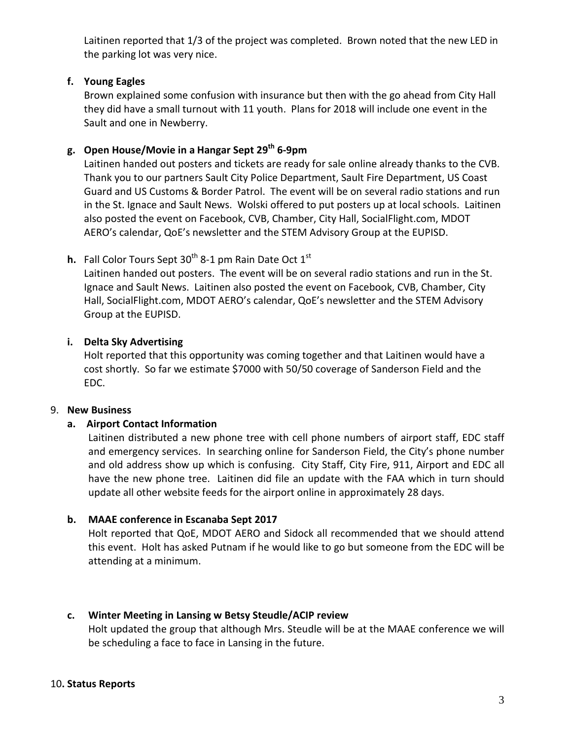Laitinen reported that 1/3 of the project was completed. Brown noted that the new LED in the parking lot was very nice.

**f. Young Eagles**

Brown explained some confusion with insurance but then with the go ahead from City Hall they did have a small turnout with 11 youth. Plans for 2018 will include one event in the Sault and one in Newberry.

**g. Open House/Movie in a Hangar Sept 29th 6-9pm**

Laitinen handed out posters and tickets are ready for sale online already thanks to the CVB. Thank you to our partners Sault City Police Department, Sault Fire Department, US Coast Guard and US Customs & Border Patrol. The event will be on several radio stations and run in the St. Ignace and Sault News. Wolski offered to put posters up at local schools. Laitinen also posted the event on Facebook, CVB, Chamber, City Hall, SocialFlight.com, MDOT AERO's calendar, QoE's newsletter and the STEM Advisory Group at the EUPISD.

**h.** Fall Color Tours Sept 30th 8-1 pm Rain Date Oct 1st

Laitinen handed out posters. The event will be on several radio stations and run in the St. Ignace and Sault News. Laitinen also posted the event on Facebook, CVB, Chamber, City Hall, SocialFlight.com, MDOT AERO's calendar, QoE's newsletter and the STEM Advisory Group at the EUPISD.

**i. Delta Sky Advertising**

Holt reported that this opportunity was coming together and that Laitinen would have a cost shortly. So far we estimate $7000 with 50/50 coverage of Sanderson Field and the EDC.

9. **New Business**

**a. Airport Contact Information**

Laitinen distributed a new phone tree with cell phone numbers of airport staff, EDC staff and emergency services. In searching online for Sanderson Field, the City's phone number and old address show up which is confusing. City Staff, City Fire, 911, Airport and EDC all have the new phone tree. Laitinen did file an update with the FAA which in turn should update all other website feeds for the airport online in approximately 28 days.

**b. MAAE conference in Escanaba Sept 2017**

Holt reported that QoE, MDOT AERO and Sidock all recommended that we should attend this event. Holt has asked Putnam if he would like to go but someone from the EDC will be attending at a minimum.

**c. Winter Meeting in Lansing w Betsy Steudle/ACIP review**

Holt updated the group that although Mrs. Steudle will be at the MAAE conference we will be scheduling a face to face in Lansing in the future.

10**. Status Reports**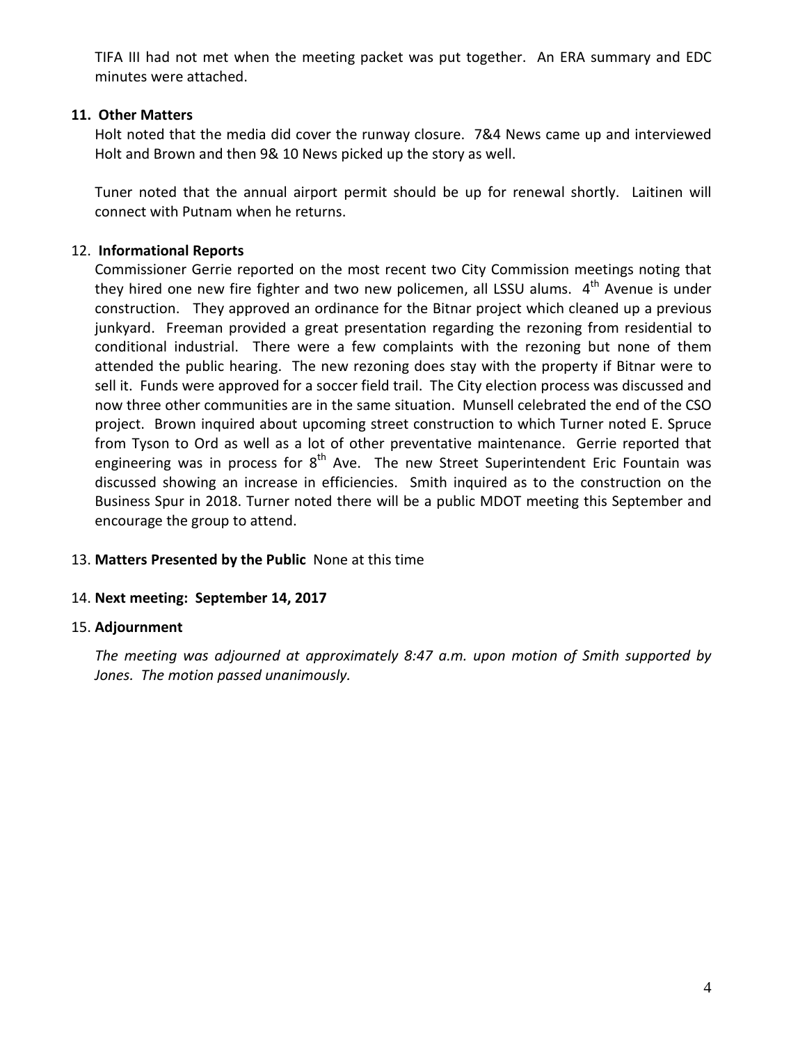TIFA III had not met when the meeting packet was put together. An ERA summary and EDC minutes were attached.

**11. Other Matters**

Holt noted that the media did cover the runway closure. 7&4 News came up and interviewed Holt and Brown and then 9& 10 News picked up the story as well.

Tuner noted that the annual airport permit should be up for renewal shortly. Laitinen will connect with Putnam when he returns.

12. **Informational Reports**

Commissioner Gerrie reported on the most recent two City Commission meetings noting that they hired one new fire fighter and two new policemen, all LSSU alums. 4th Avenue is under construction. They approved an ordinance for the Bitnar project which cleaned up a previous junkyard. Freeman provided a great presentation regarding the rezoning from residential to conditional industrial. There were a few complaints with the rezoning but none of them attended the public hearing. The new rezoning does stay with the property if Bitnar were to sell it. Funds were approved for a soccer field trail. The City election process was discussed and now three other communities are in the same situation. Munsell celebrated the end of the CSO project. Brown inquired about upcoming street construction to which Turner noted E. Spruce from Tyson to Ord as well as a lot of other preventative maintenance. Gerrie reported that engineering was in process for 8th Ave. The new Street Superintendent Eric Fountain was discussed showing an increase in efficiencies. Smith inquired as to the construction on the Business Spur in 2018. Turner noted there will be a public MDOT meeting this September and encourage the group to attend.

13. **Matters Presented by the Public** None at this time

14. **Next meeting: September 14, 2017**

15. **Adjournment**

*The meeting was adjourned at approximately 8:47 a.m. upon motion of Smith supported by Jones. The motion passed unanimously.*